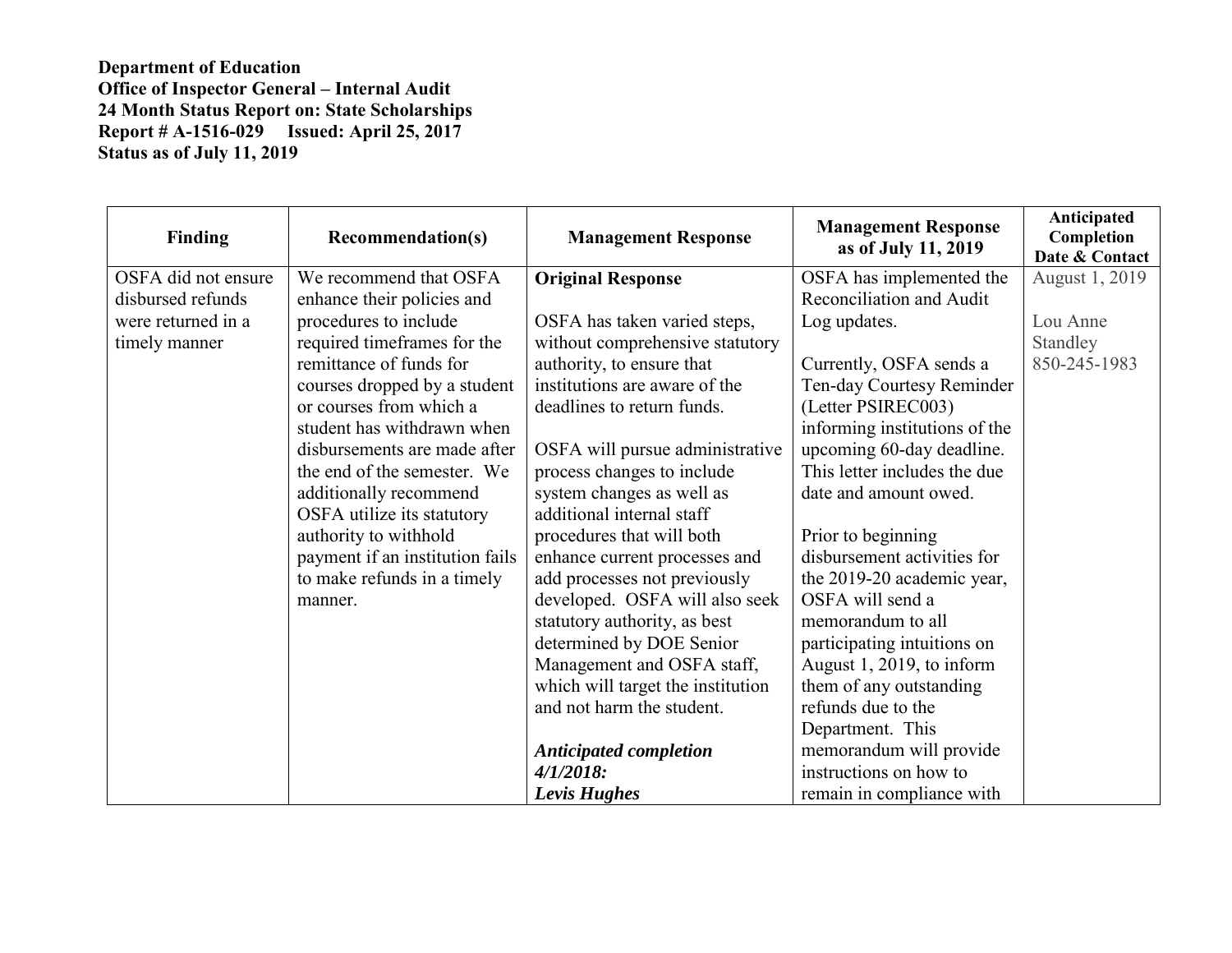**Department of Education**
**Office of Inspector General – Internal Audit**
**24 Month Status Report on: State Scholarships**
**Report # A-1516-029 Issued: April 25, 2017**
**Status as of July 11, 2019**

| Finding | Recommendation(s) | Management Response | Management Response as of July 11, 2019 | Anticipated Completion Date & Contact |
|---|---|---|---|---|
| OSFA did not ensure disbursed refunds were returned in a timely manner | We recommend that OSFA enhance their policies and procedures to include required timeframes for the remittance of funds for courses dropped by a student or courses from which a student has withdrawn when disbursements are made after the end of the semester. We additionally recommend OSFA utilize its statutory authority to withhold payment if an institution fails to make refunds in a timely manner. | **Original Response**<br><br>OSFA has taken varied steps, without comprehensive statutory authority, to ensure that institutions are aware of the deadlines to return funds.<br><br>OSFA will pursue administrative process changes to include system changes as well as additional internal staff procedures that will both enhance current processes and add processes not previously developed. OSFA will also seek statutory authority, as best determined by DOE Senior Management and OSFA staff, which will target the institution and not harm the student.<br><br>***Anticipated completion 4/1/2018:***<br>***Levis Hughes*** | OSFA has implemented the Reconciliation and Audit Log updates.<br><br>Currently, OSFA sends a Ten-day Courtesy Reminder (Letter PSIREC003) informing institutions of the upcoming 60-day deadline. This letter includes the due date and amount owed.<br><br>Prior to beginning disbursement activities for the 2019-20 academic year, OSFA will send a memorandum to all participating intuitions on August 1, 2019, to inform them of any outstanding refunds due to the Department. This memorandum will provide instructions on how to remain in compliance with | August 1, 2019<br><br>Lou Anne Standley<br>850-245-1983 |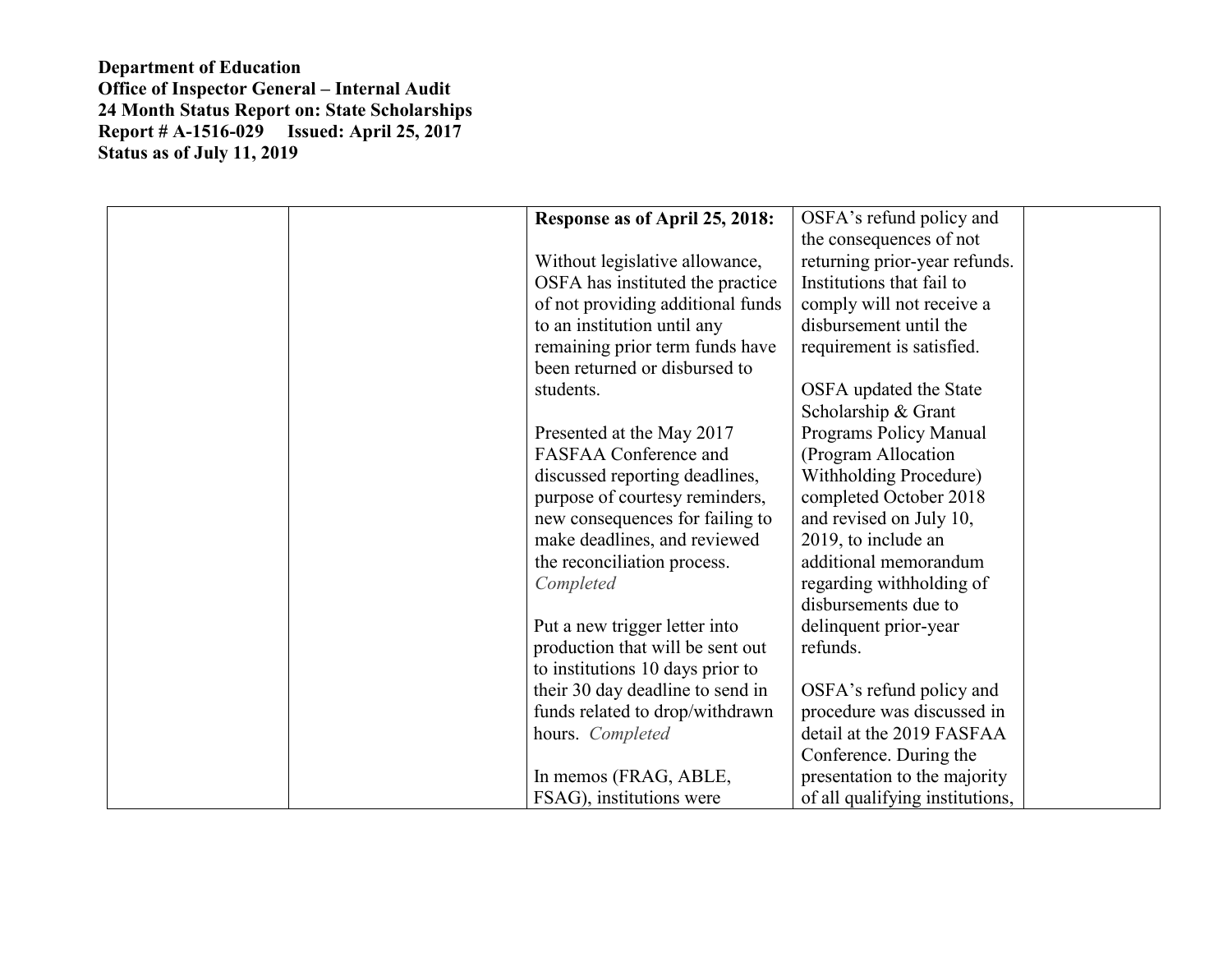**Department of Education**
**Office of Inspector General – Internal Audit**
**24 Month Status Report on: State Scholarships**
**Report # A-1516-029 Issued: April 25, 2017**
**Status as of July 11, 2019**

| | | | | |
|---|---|---|---|---|
| | | **Response as of April 25, 2018:**<br><br>Without legislative allowance, OSFA has instituted the practice of not providing additional funds to an institution until any remaining prior term funds have been returned or disbursed to students.<br><br>Presented at the May 2017 FASFAA Conference and discussed reporting deadlines, purpose of courtesy reminders, new consequences for failing to make deadlines, and reviewed the reconciliation process. *Completed*<br><br>Put a new trigger letter into production that will be sent out to institutions 10 days prior to their 30 day deadline to send in funds related to drop/withdrawn hours. *Completed*<br><br>In memos (FRAG, ABLE, FSAG), institutions were | OSFA's refund policy and the consequences of not returning prior-year refunds. Institutions that fail to comply will not receive a disbursement until the requirement is satisfied.<br><br>OSFA updated the State Scholarship & Grant Programs Policy Manual (Program Allocation Withholding Procedure) completed October 2018 and revised on July 10, 2019, to include an additional memorandum regarding withholding of disbursements due to delinquent prior-year refunds.<br><br>OSFA's refund policy and procedure was discussed in detail at the 2019 FASFAA Conference. During the presentation to the majority of all qualifying institutions, | |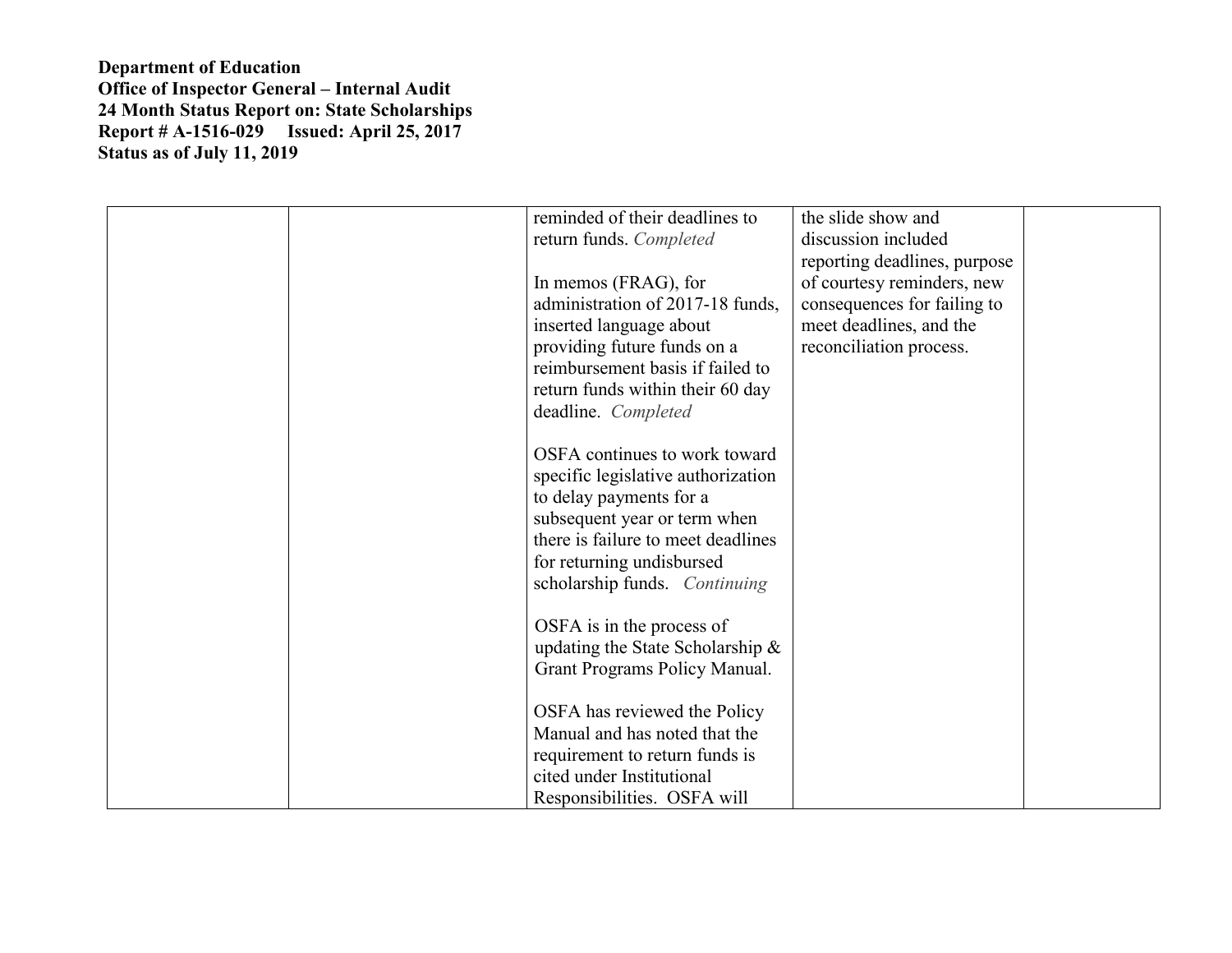**Department of Education**
**Office of Inspector General – Internal Audit**
**24 Month Status Report on: State Scholarships**
**Report # A-1516-029 Issued: April 25, 2017**
**Status as of July 11, 2019**

| | | | | |
|---|---|---|---|---|
| | | reminded of their deadlines to return funds. *Completed*<br><br>In memos (FRAG), for administration of 2017-18 funds, inserted language about providing future funds on a reimbursement basis if failed to return funds within their 60 day deadline. *Completed*<br><br>OSFA continues to work toward specific legislative authorization to delay payments for a subsequent year or term when there is failure to meet deadlines for returning undisbursed scholarship funds. *Continuing*<br><br>OSFA is in the process of updating the State Scholarship & Grant Programs Policy Manual.<br><br>OSFA has reviewed the Policy Manual and has noted that the requirement to return funds is cited under Institutional Responsibilities. OSFA will | the slide show and discussion included reporting deadlines, purpose of courtesy reminders, new consequences for failing to meet deadlines, and the reconciliation process. | |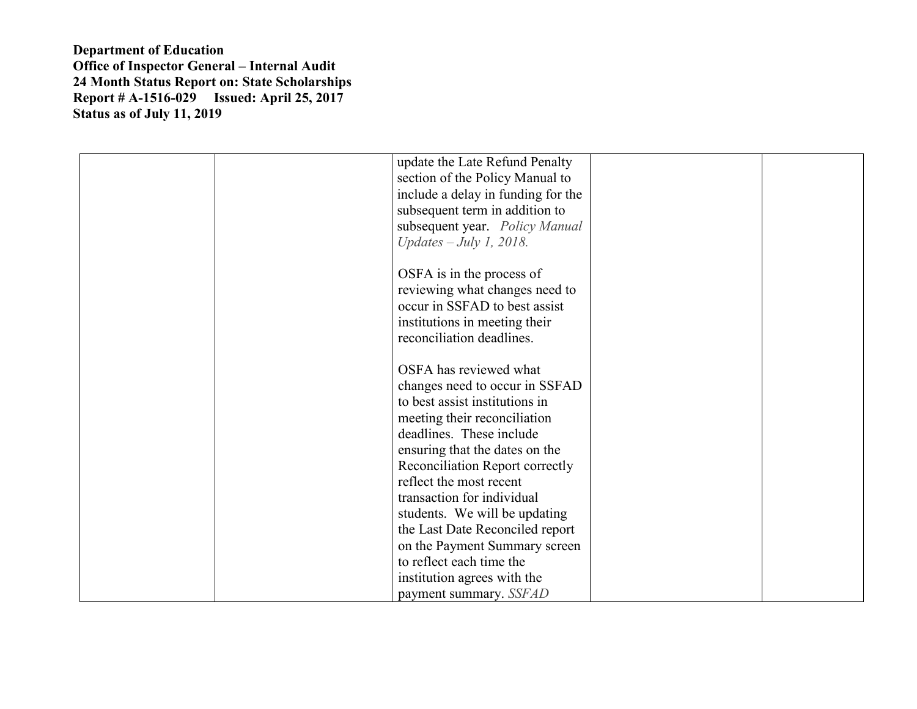**Department of Education**
**Office of Inspector General – Internal Audit**
**24 Month Status Report on: State Scholarships**
**Report # A-1516-029 Issued: April 25, 2017**
**Status as of July 11, 2019**

| | | | | |
|---|---|---|---|---|
| | | update the Late Refund Penalty section of the Policy Manual to include a delay in funding for the subsequent term in addition to subsequent year. *Policy Manual Updates – July 1, 2018.*<br><br>OSFA is in the process of reviewing what changes need to occur in SSFAD to best assist institutions in meeting their reconciliation deadlines.<br><br>OSFA has reviewed what changes need to occur in SSFAD to best assist institutions in meeting their reconciliation deadlines. These include ensuring that the dates on the Reconciliation Report correctly reflect the most recent transaction for individual students. We will be updating the Last Date Reconciled report on the Payment Summary screen to reflect each time the institution agrees with the payment summary. *SSFAD* | | |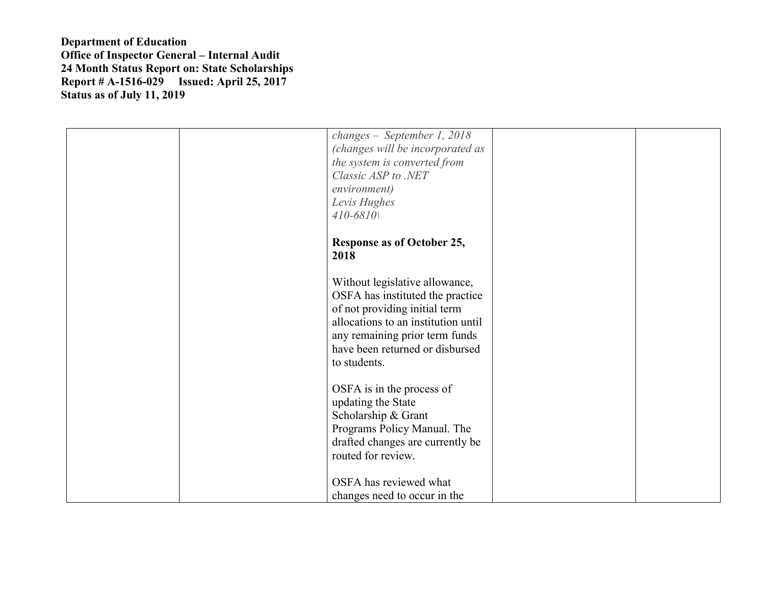**Department of Education**
**Office of Inspector General – Internal Audit**
**24 Month Status Report on: State Scholarships**
**Report # A-1516-029 Issued: April 25, 2017**
**Status as of July 11, 2019**

| | | | | |
|---|---|---|---|---|
| | | *changes – September 1, 2018 (changes will be incorporated as the system is converted from Classic ASP to .NET environment)*<br>*Levis Hughes*<br>*410-6810\*<br><br>**Response as of October 25, 2018**<br><br>Without legislative allowance, OSFA has instituted the practice of not providing initial term allocations to an institution until any remaining prior term funds have been returned or disbursed to students.<br><br>OSFA is in the process of updating the State Scholarship & Grant Programs Policy Manual. The drafted changes are currently be routed for review.<br><br>OSFA has reviewed what changes need to occur in the | | |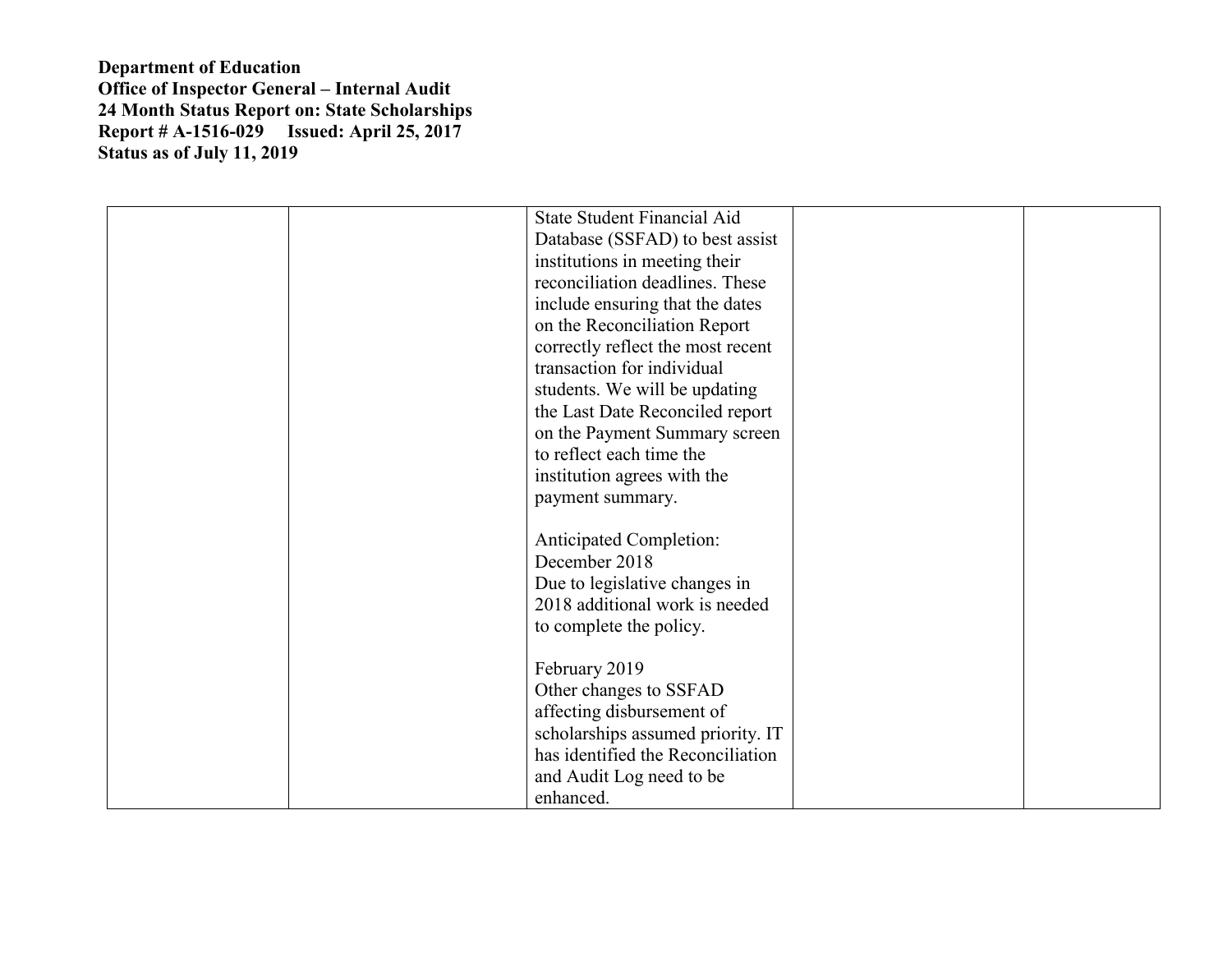**Department of Education**
**Office of Inspector General – Internal Audit**
**24 Month Status Report on: State Scholarships**
**Report # A-1516-029 Issued: April 25, 2017**
**Status as of July 11, 2019**

| | | | | |
|---|---|---|---|---|
| | | State Student Financial Aid Database (SSFAD) to best assist institutions in meeting their reconciliation deadlines. These include ensuring that the dates on the Reconciliation Report correctly reflect the most recent transaction for individual students. We will be updating the Last Date Reconciled report on the Payment Summary screen to reflect each time the institution agrees with the payment summary.<br><br>Anticipated Completion: December 2018<br>Due to legislative changes in 2018 additional work is needed to complete the policy.<br><br>February 2019<br>Other changes to SSFAD affecting disbursement of scholarships assumed priority. IT has identified the Reconciliation and Audit Log need to be enhanced. | | |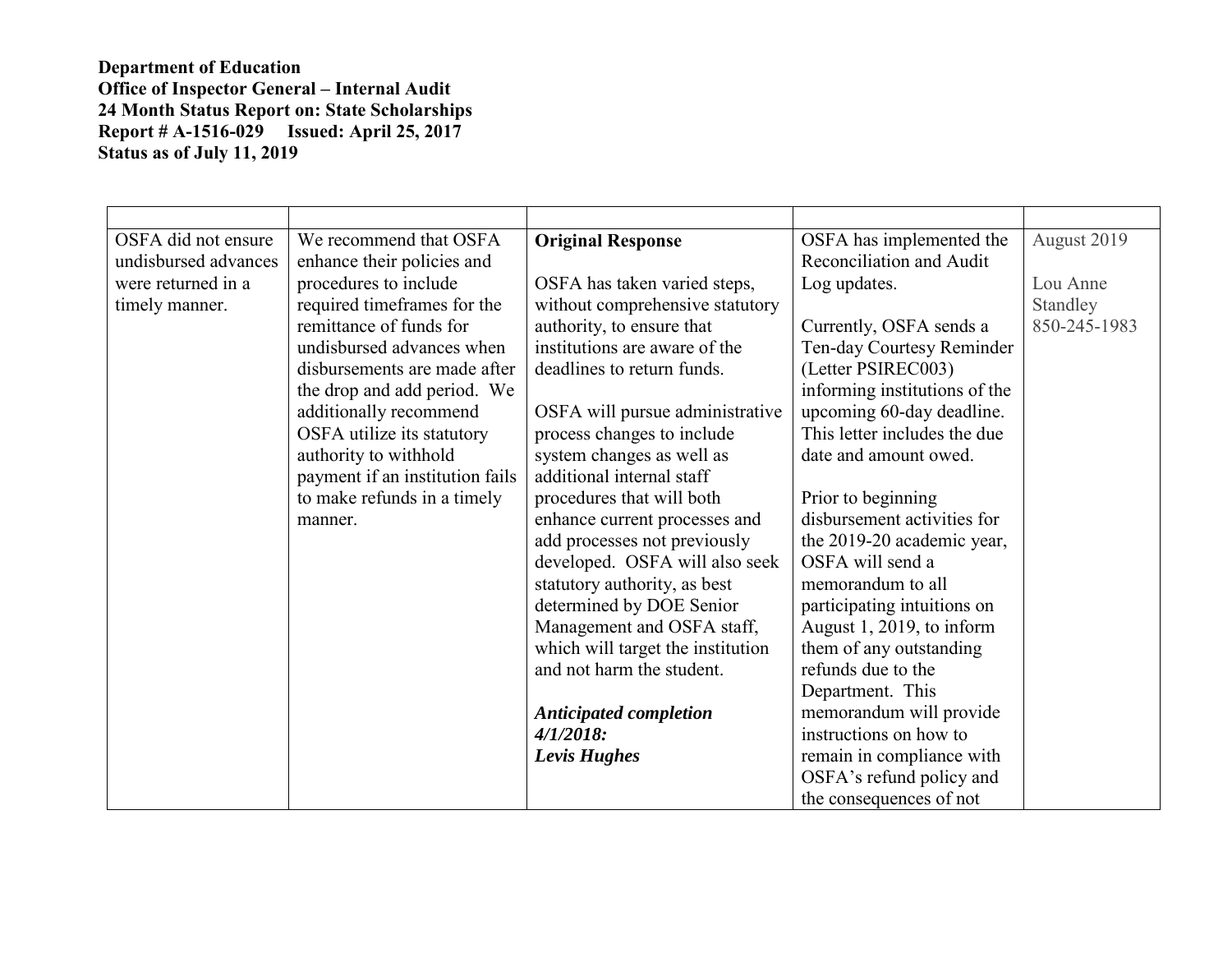**Department of Education**
**Office of Inspector General – Internal Audit**
**24 Month Status Report on: State Scholarships**
**Report # A-1516-029 Issued: April 25, 2017**
**Status as of July 11, 2019**

| | | | | |
|---|---|---|---|---|
| OSFA did not ensure undisbursed advances were returned in a timely manner. | We recommend that OSFA enhance their policies and procedures to include required timeframes for the remittance of funds for undisbursed advances when disbursements are made after the drop and add period. We additionally recommend OSFA utilize its statutory authority to withhold payment if an institution fails to make refunds in a timely manner. | **Original Response**<br><br>OSFA has taken varied steps, without comprehensive statutory authority, to ensure that institutions are aware of the deadlines to return funds.<br><br>OSFA will pursue administrative process changes to include system changes as well as additional internal staff procedures that will both enhance current processes and add processes not previously developed. OSFA will also seek statutory authority, as best determined by DOE Senior Management and OSFA staff, which will target the institution and not harm the student.<br><br>***Anticipated completion 4/1/2018: Levis Hughes*** | OSFA has implemented the Reconciliation and Audit Log updates.<br><br>Currently, OSFA sends a Ten-day Courtesy Reminder (Letter PSIREC003) informing institutions of the upcoming 60-day deadline. This letter includes the due date and amount owed.<br><br>Prior to beginning disbursement activities for the 2019-20 academic year, OSFA will send a memorandum to all participating intuitions on August 1, 2019, to inform them of any outstanding refunds due to the Department. This memorandum will provide instructions on how to remain in compliance with OSFA's refund policy and the consequences of not | August 2019<br><br>Lou Anne Standley 850-245-1983 |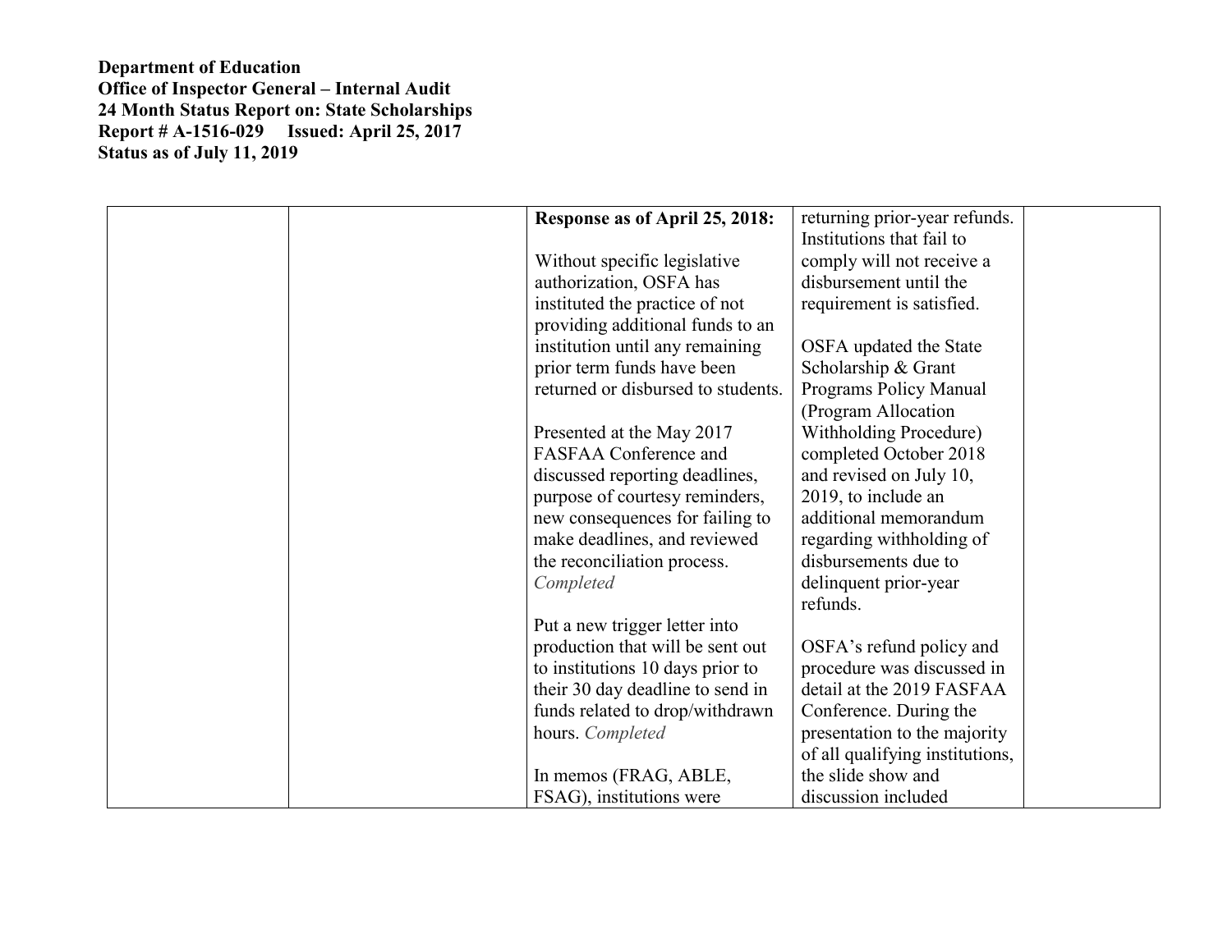**Department of Education**
**Office of Inspector General – Internal Audit**
**24 Month Status Report on: State Scholarships**
**Report # A-1516-029 Issued: April 25, 2017**
**Status as of July 11, 2019**

| | | | | |
|---|---|---|---|---|
| | | **Response as of April 25, 2018:**<br><br>Without specific legislative authorization, OSFA has instituted the practice of not providing additional funds to an institution until any remaining prior term funds have been returned or disbursed to students.<br><br>Presented at the May 2017 FASFAA Conference and discussed reporting deadlines, purpose of courtesy reminders, new consequences for failing to make deadlines, and reviewed the reconciliation process. *Completed*<br><br>Put a new trigger letter into production that will be sent out to institutions 10 days prior to their 30 day deadline to send in funds related to drop/withdrawn hours. *Completed*<br><br>In memos (FRAG, ABLE, FSAG), institutions were | returning prior-year refunds. Institutions that fail to comply will not receive a disbursement until the requirement is satisfied.<br><br>OSFA updated the State Scholarship & Grant Programs Policy Manual (Program Allocation Withholding Procedure) completed October 2018 and revised on July 10, 2019, to include an additional memorandum regarding withholding of disbursements due to delinquent prior-year refunds.<br><br>OSFA's refund policy and procedure was discussed in detail at the 2019 FASFAA Conference. During the presentation to the majority of all qualifying institutions, the slide show and discussion included | |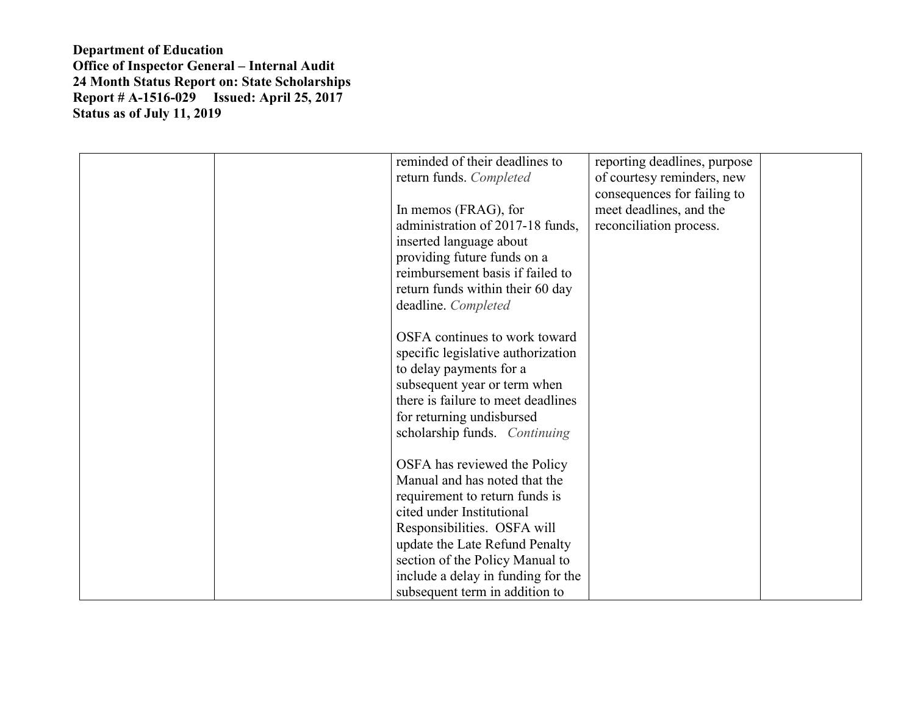**Department of Education**
**Office of Inspector General – Internal Audit**
**24 Month Status Report on: State Scholarships**
**Report # A-1516-029 Issued: April 25, 2017**
**Status as of July 11, 2019**

| | | | | |
|---|---|---|---|---|
| | | reminded of their deadlines to return funds. *Completed*<br><br>In memos (FRAG), for administration of 2017-18 funds, inserted language about providing future funds on a reimbursement basis if failed to return funds within their 60 day deadline. *Completed*<br><br>OSFA continues to work toward specific legislative authorization to delay payments for a subsequent year or term when there is failure to meet deadlines for returning undisbursed scholarship funds. *Continuing*<br><br>OSFA has reviewed the Policy Manual and has noted that the requirement to return funds is cited under Institutional Responsibilities. OSFA will update the Late Refund Penalty section of the Policy Manual to include a delay in funding for the subsequent term in addition to | reporting deadlines, purpose of courtesy reminders, new consequences for failing to meet deadlines, and the reconciliation process. | |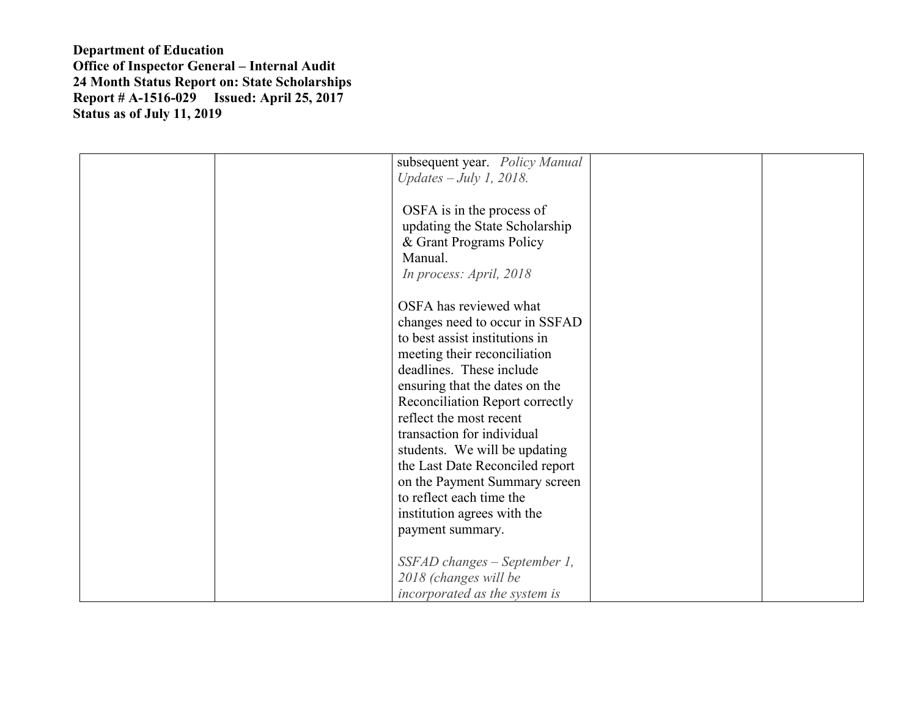**Department of Education**
**Office of Inspector General – Internal Audit**
**24 Month Status Report on: State Scholarships**
**Report # A-1516-029 Issued: April 25, 2017**
**Status as of July 11, 2019**

| | | | | |
|---|---|---|---|---|
| | | subsequent year. *Policy Manual Updates – July 1, 2018.*<br><br>OSFA is in the process of updating the State Scholarship & Grant Programs Policy Manual.<br>*In process: April, 2018*<br><br>OSFA has reviewed what changes need to occur in SSFAD to best assist institutions in meeting their reconciliation deadlines. These include ensuring that the dates on the Reconciliation Report correctly reflect the most recent transaction for individual students. We will be updating the Last Date Reconciled report on the Payment Summary screen to reflect each time the institution agrees with the payment summary.<br><br>*SSFAD changes – September 1, 2018 (changes will be incorporated as the system is* | | |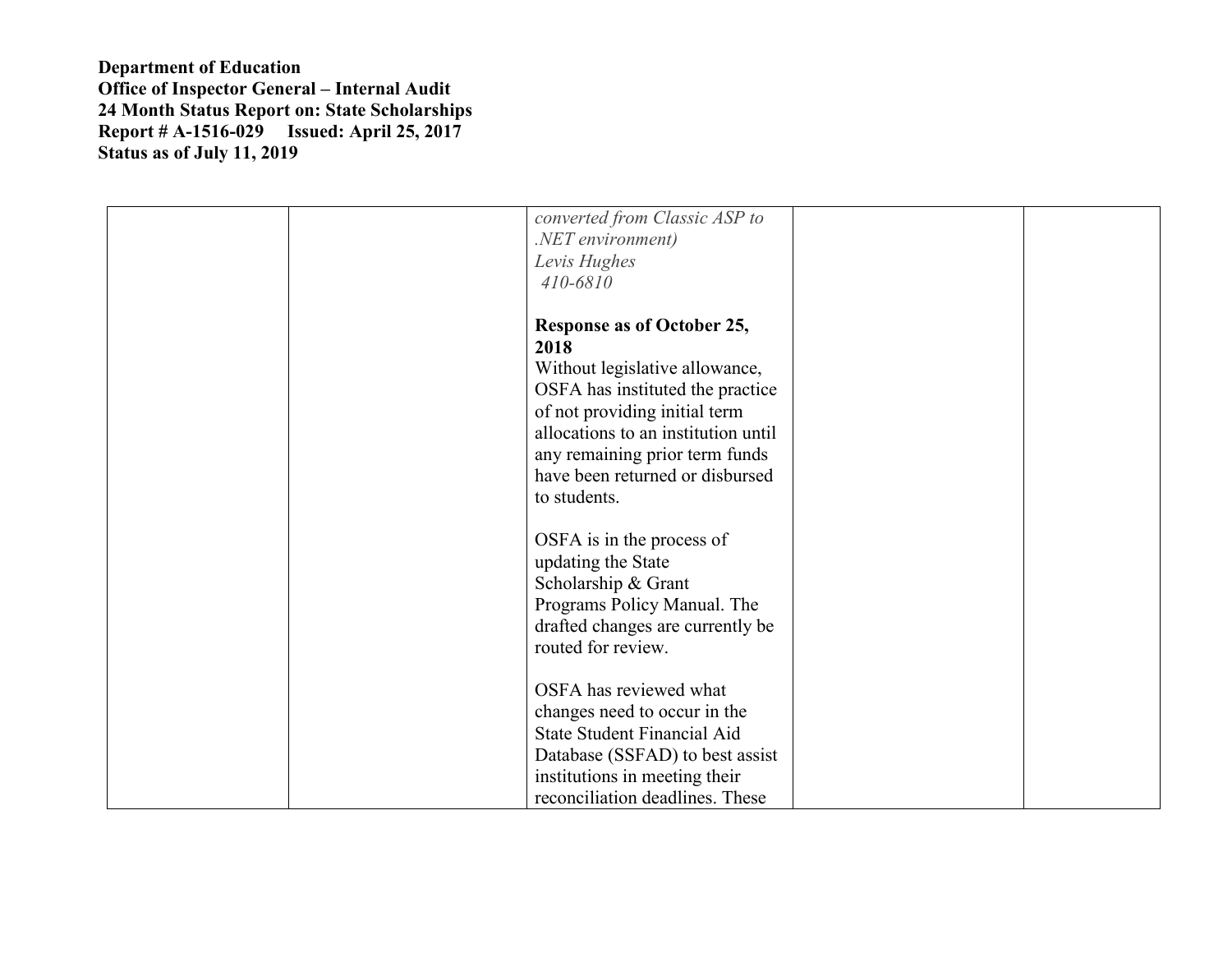**Department of Education**
**Office of Inspector General – Internal Audit**
**24 Month Status Report on: State Scholarships**
**Report # A-1516-029 Issued: April 25, 2017**
**Status as of July 11, 2019**

| | | | | |
|---|---|---|---|---|
| | | *converted from Classic ASP to .NET environment)*<br>*Levis Hughes*<br>*410-6810*<br><br>**Response as of October 25, 2018**<br>Without legislative allowance, OSFA has instituted the practice of not providing initial term allocations to an institution until any remaining prior term funds have been returned or disbursed to students.<br><br>OSFA is in the process of updating the State Scholarship & Grant Programs Policy Manual. The drafted changes are currently be routed for review.<br><br>OSFA has reviewed what changes need to occur in the State Student Financial Aid Database (SSFAD) to best assist institutions in meeting their reconciliation deadlines. These | | |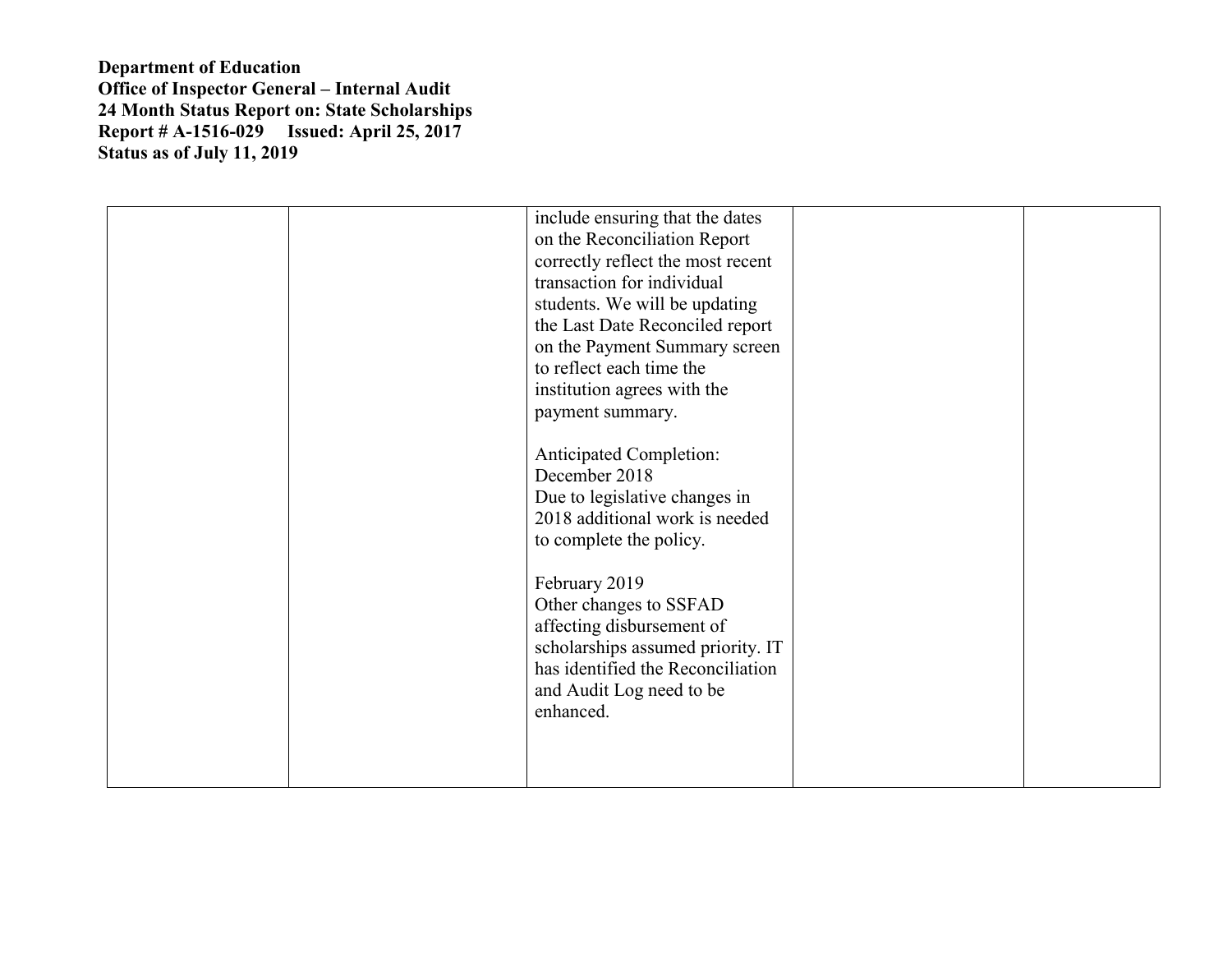**Department of Education**
**Office of Inspector General – Internal Audit**
**24 Month Status Report on: State Scholarships**
**Report # A-1516-029 Issued: April 25, 2017**
**Status as of July 11, 2019**

| | | | | |
|---|---|---|---|---|
| | | include ensuring that the dates on the Reconciliation Report correctly reflect the most recent transaction for individual students. We will be updating the Last Date Reconciled report on the Payment Summary screen to reflect each time the institution agrees with the payment summary.<br><br>Anticipated Completion: December 2018<br>Due to legislative changes in 2018 additional work is needed to complete the policy.<br><br>February 2019<br>Other changes to SSFAD affecting disbursement of scholarships assumed priority. IT has identified the Reconciliation and Audit Log need to be enhanced. | | |